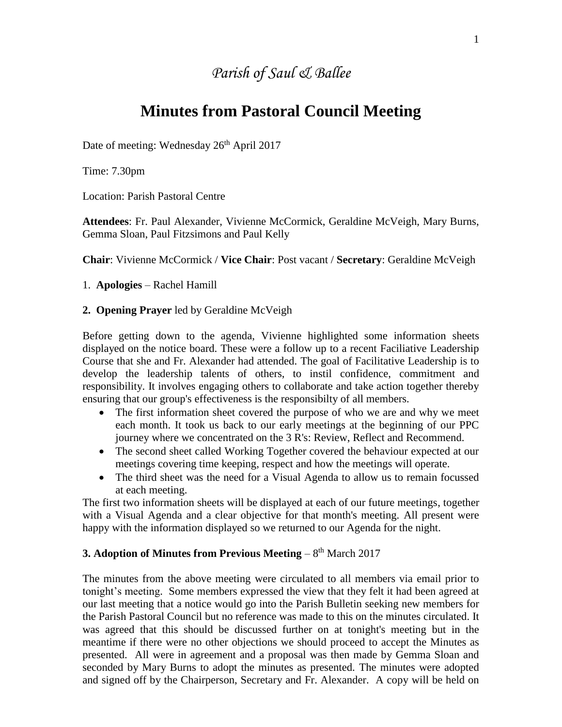*Parish of Saul & Ballee*

# Minutes from Pastoral Council Meeting

Date of meeting: Wednesday 26th April 2017

Time: 7.30pm

Location: Parish Pastoral Centre

**Attendees**: Fr. Paul Alexander, Vivienne McCormick, Geraldine McVeigh, Mary Burns, Gemma Sloan, Paul Fitzsimons and Paul Kelly

**Chair**: Vivienne McCormick / **Vice Chair**: Post vacant / **Secretary**: Geraldine McVeigh

1. **Apologies** – Rachel Hamill

**2. Opening Prayer** led by Geraldine McVeigh

Before getting down to the agenda, Vivienne highlighted some information sheets displayed on the notice board. These were a follow up to a recent Faciliative Leadership Course that she and Fr. Alexander had attended. The goal of Facilitative Leadership is to develop the leadership talents of others, to instil confidence, commitment and responsibility. It involves engaging others to collaborate and take action together thereby ensuring that our group's effectiveness is the responsibilty of all members.

- The first information sheet covered the purpose of who we are and why we meet each month. It took us back to our early meetings at the beginning of our PPC journey where we concentrated on the 3 R's: Review, Reflect and Recommend.
- The second sheet called Working Together covered the behaviour expected at our meetings covering time keeping, respect and how the meetings will operate.
- The third sheet was the need for a Visual Agenda to allow us to remain focussed at each meeting.

The first two information sheets will be displayed at each of our future meetings, together with a Visual Agenda and a clear objective for that month's meeting. All present were happy with the information displayed so we returned to our Agenda for the night.

**3. Adoption of Minutes from Previous Meeting** – 8th March 2017

The minutes from the above meeting were circulated to all members via email prior to tonight's meeting. Some members expressed the view that they felt it had been agreed at our last meeting that a notice would go into the Parish Bulletin seeking new members for the Parish Pastoral Council but no reference was made to this on the minutes circulated. It was agreed that this should be discussed further on at tonight's meeting but in the meantime if there were no other objections we should proceed to accept the Minutes as presented. All were in agreement and a proposal was then made by Gemma Sloan and seconded by Mary Burns to adopt the minutes as presented. The minutes were adopted and signed off by the Chairperson, Secretary and Fr. Alexander. A copy will be held on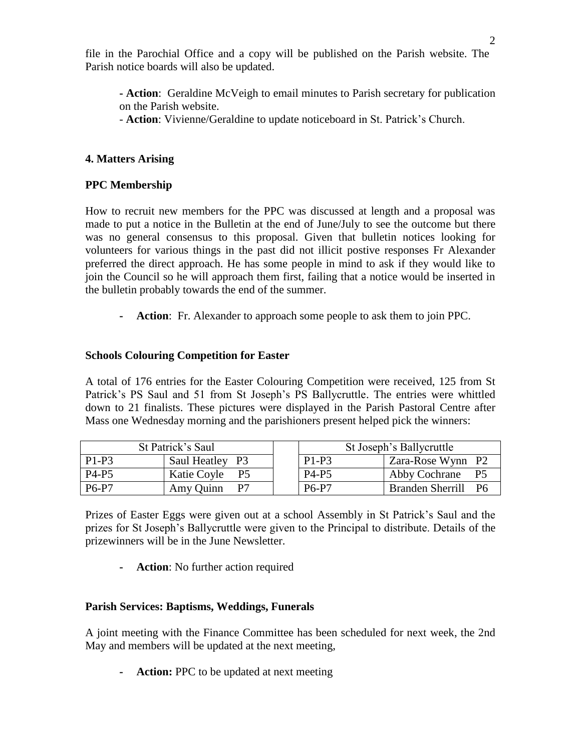file in the Parochial Office and a copy will be published on the Parish website. The Parish notice boards will also be updated.

> **- Action**: Geraldine McVeigh to email minutes to Parish secretary for publication on the Parish website.
> - **Action**: Vivienne/Geraldine to update noticeboard in St. Patrick's Church.

**4. Matters Arising**

**PPC Membership**

How to recruit new members for the PPC was discussed at length and a proposal was made to put a notice in the Bulletin at the end of June/July to see the outcome but there was no general consensus to this proposal. Given that bulletin notices looking for volunteers for various things in the past did not illicit postive responses Fr Alexander preferred the direct approach. He has some people in mind to ask if they would like to join the Council so he will approach them first, failing that a notice would be inserted in the bulletin probably towards the end of the summer.

- **Action**: Fr. Alexander to approach some people to ask them to join PPC.

**Schools Colouring Competition for Easter**

A total of 176 entries for the Easter Colouring Competition were received, 125 from St Patrick's PS Saul and 51 from St Joseph's PS Ballycruttle. The entries were whittled down to 21 finalists. These pictures were displayed in the Parish Pastoral Centre after Mass one Wednesday morning and the parishioners present helped pick the winners:

| St Patrick's Saul | | | St Joseph's Ballycruttle | |
|---|---|---|---|---|
| P1-P3 | Saul Heatley P3 | | P1-P3 | Zara-Rose Wynn P2 |
| P4-P5 | Katie Coyle P5 | | P4-P5 | Abby Cochrane P5 |
| P6-P7 | Amy Quinn P7 | | P6-P7 | Branden Sherrill P6 |

Prizes of Easter Eggs were given out at a school Assembly in St Patrick's Saul and the prizes for St Joseph's Ballycruttle were given to the Principal to distribute. Details of the prizewinners will be in the June Newsletter.

- **Action**: No further action required

**Parish Services: Baptisms, Weddings, Funerals**

A joint meeting with the Finance Committee has been scheduled for next week, the 2nd May and members will be updated at the next meeting,

- **Action:** PPC to be updated at next meeting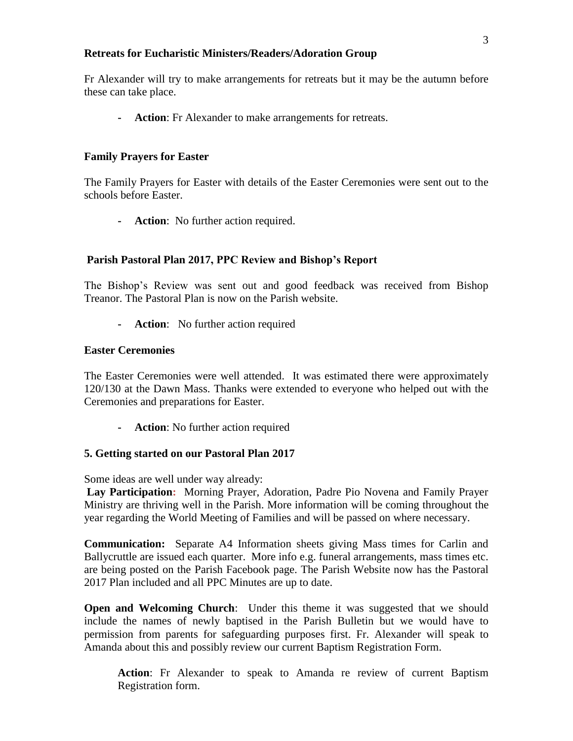**Retreats for Eucharistic Ministers/Readers/Adoration Group**

Fr Alexander will try to make arrangements for retreats but it may be the autumn before these can take place.

- **Action**: Fr Alexander to make arrangements for retreats.

**Family Prayers for Easter**

The Family Prayers for Easter with details of the Easter Ceremonies were sent out to the schools before Easter.

- **Action**: No further action required.

**Parish Pastoral Plan 2017, PPC Review and Bishop's Report**

The Bishop's Review was sent out and good feedback was received from Bishop Treanor. The Pastoral Plan is now on the Parish website.

- **Action**: No further action required

**Easter Ceremonies**

The Easter Ceremonies were well attended. It was estimated there were approximately 120/130 at the Dawn Mass. Thanks were extended to everyone who helped out with the Ceremonies and preparations for Easter.

- **Action**: No further action required

**5. Getting started on our Pastoral Plan 2017**

Some ideas are well under way already:

**Lay Participation:** Morning Prayer, Adoration, Padre Pio Novena and Family Prayer Ministry are thriving well in the Parish. More information will be coming throughout the year regarding the World Meeting of Families and will be passed on where necessary.

**Communication:** Separate A4 Information sheets giving Mass times for Carlin and Ballycruttle are issued each quarter. More info e.g. funeral arrangements, mass times etc. are being posted on the Parish Facebook page. The Parish Website now has the Pastoral 2017 Plan included and all PPC Minutes are up to date.

**Open and Welcoming Church**: Under this theme it was suggested that we should include the names of newly baptised in the Parish Bulletin but we would have to permission from parents for safeguarding purposes first. Fr. Alexander will speak to Amanda about this and possibly review our current Baptism Registration Form.

**Action**: Fr Alexander to speak to Amanda re review of current Baptism Registration form.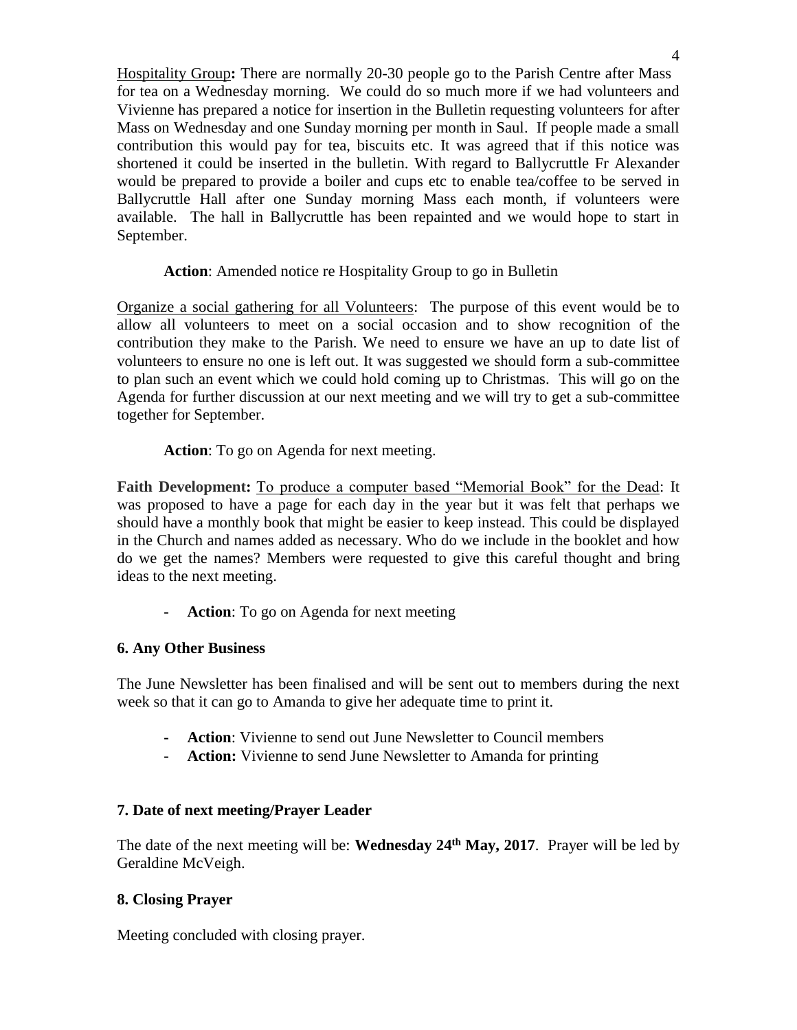<u>Hospitality Group</u>**:** There are normally 20-30 people go to the Parish Centre after Mass for tea on a Wednesday morning. We could do so much more if we had volunteers and Vivienne has prepared a notice for insertion in the Bulletin requesting volunteers for after Mass on Wednesday and one Sunday morning per month in Saul. If people made a small contribution this would pay for tea, biscuits etc. It was agreed that if this notice was shortened it could be inserted in the bulletin. With regard to Ballycruttle Fr Alexander would be prepared to provide a boiler and cups etc to enable tea/coffee to be served in Ballycruttle Hall after one Sunday morning Mass each month, if volunteers were available. The hall in Ballycruttle has been repainted and we would hope to start in September.

**Action**: Amended notice re Hospitality Group to go in Bulletin

<u>Organize a social gathering for all Volunteers</u>: The purpose of this event would be to allow all volunteers to meet on a social occasion and to show recognition of the contribution they make to the Parish. We need to ensure we have an up to date list of volunteers to ensure no one is left out. It was suggested we should form a sub-committee to plan such an event which we could hold coming up to Christmas. This will go on the Agenda for further discussion at our next meeting and we will try to get a sub-committee together for September.

**Action**: To go on Agenda for next meeting.

**Faith Development:** <u>To produce a computer based "Memorial Book" for the Dead</u>: It was proposed to have a page for each day in the year but it was felt that perhaps we should have a monthly book that might be easier to keep instead. This could be displayed in the Church and names added as necessary. Who do we include in the booklet and how do we get the names? Members were requested to give this careful thought and bring ideas to the next meeting.

- **Action**: To go on Agenda for next meeting

### 6. Any Other Business

The June Newsletter has been finalised and will be sent out to members during the next week so that it can go to Amanda to give her adequate time to print it.

- **Action**: Vivienne to send out June Newsletter to Council members
- **Action:** Vivienne to send June Newsletter to Amanda for printing

### 7. Date of next meeting/Prayer Leader

The date of the next meeting will be: **Wednesday 24th May, 2017**. Prayer will be led by Geraldine McVeigh.

### 8. Closing Prayer

Meeting concluded with closing prayer.